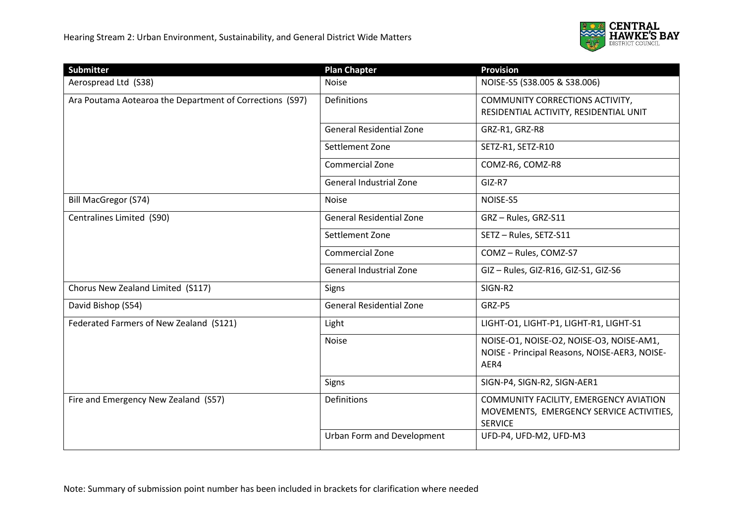| Submitter | Plan Chapter | Provision |
| --- | --- | --- |
| Aerospread Ltd (S38) | Noise | NOISE-S5 (S38.005 & S38.006) |
| Ara Poutama Aotearoa the Department of Corrections (S97) | Definitions | COMMUNITY CORRECTIONS ACTIVITY, RESIDENTIAL ACTIVITY, RESIDENTIAL UNIT |
| | General Residential Zone | GRZ-R1, GRZ-R8 |
| | Settlement Zone | SETZ-R1, SETZ-R10 |
| | Commercial Zone | COMZ-R6, COMZ-R8 |
| | General Industrial Zone | GIZ-R7 |
| Bill MacGregor (S74) | Noise | NOISE-S5 |
| Centralines Limited (S90) | General Residential Zone | GRZ – Rules, GRZ-S11 |
| | Settlement Zone | SETZ – Rules, SETZ-S11 |
| | Commercial Zone | COMZ – Rules, COMZ-S7 |
| | General Industrial Zone | GIZ – Rules, GIZ-R16, GIZ-S1, GIZ-S6 |
| Chorus New Zealand Limited (S117) | Signs | SIGN-R2 |
| David Bishop (S54) | General Residential Zone | GRZ-P5 |
| Federated Farmers of New Zealand (S121) | Light | LIGHT-O1, LIGHT-P1, LIGHT-R1, LIGHT-S1 |
| | Noise | NOISE-O1, NOISE-O2, NOISE-O3, NOISE-AM1, NOISE - Principal Reasons, NOISE-AER3, NOISE-AER4 |
| | Signs | SIGN-P4, SIGN-R2, SIGN-AER1 |
| Fire and Emergency New Zealand (S57) | Definitions | COMMUNITY FACILITY, EMERGENCY AVIATION MOVEMENTS, EMERGENCY SERVICE ACTIVITIES, SERVICE |
| | Urban Form and Development | UFD-P4, UFD-M2, UFD-M3 |

Note: Summary of submission point number has been included in brackets for clarification where needed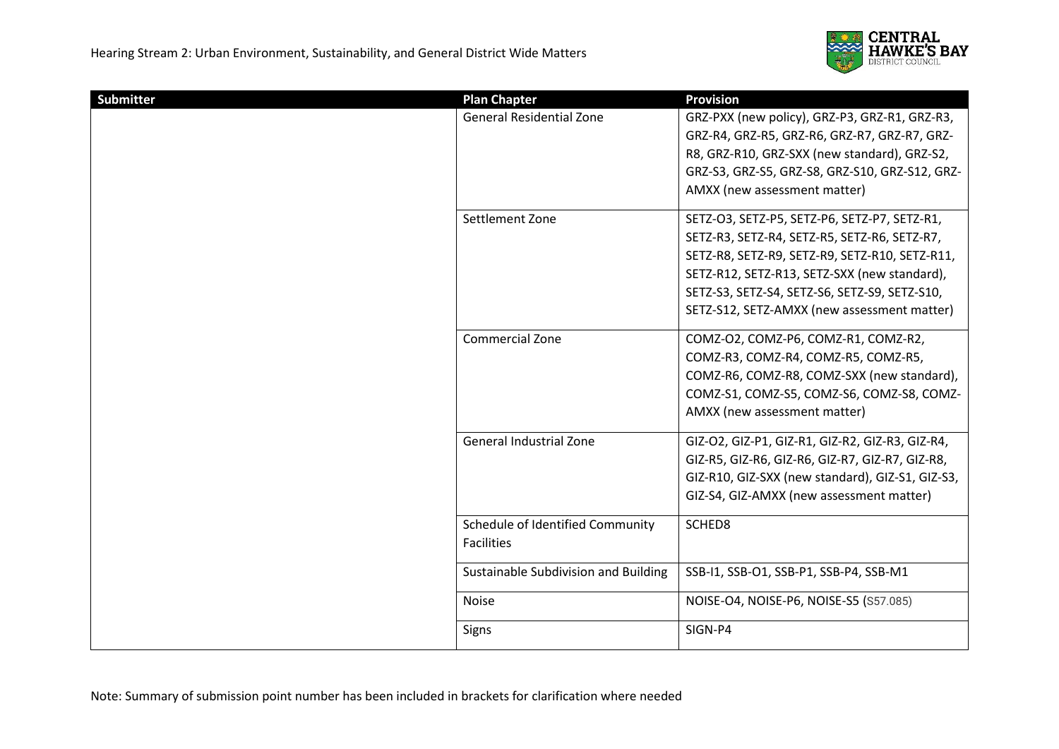| Submitter | Plan Chapter | Provision |
| --- | --- | --- |
| | General Residential Zone | GRZ-PXX (new policy), GRZ-P3, GRZ-R1, GRZ-R3, GRZ-R4, GRZ-R5, GRZ-R6, GRZ-R7, GRZ-R7, GRZ-R8, GRZ-R10, GRZ-SXX (new standard), GRZ-S2, GRZ-S3, GRZ-S5, GRZ-S8, GRZ-S10, GRZ-S12, GRZ-AMXX (new assessment matter) |
| | Settlement Zone | SETZ-O3, SETZ-P5, SETZ-P6, SETZ-P7, SETZ-R1, SETZ-R3, SETZ-R4, SETZ-R5, SETZ-R6, SETZ-R7, SETZ-R8, SETZ-R9, SETZ-R9, SETZ-R10, SETZ-R11, SETZ-R12, SETZ-R13, SETZ-SXX (new standard), SETZ-S3, SETZ-S4, SETZ-S6, SETZ-S9, SETZ-S10, SETZ-S12, SETZ-AMXX (new assessment matter) |
| | Commercial Zone | COMZ-O2, COMZ-P6, COMZ-R1, COMZ-R2, COMZ-R3, COMZ-R4, COMZ-R5, COMZ-R5, COMZ-R6, COMZ-R8, COMZ-SXX (new standard), COMZ-S1, COMZ-S5, COMZ-S6, COMZ-S8, COMZ-AMXX (new assessment matter) |
| | General Industrial Zone | GIZ-O2, GIZ-P1, GIZ-R1, GIZ-R2, GIZ-R3, GIZ-R4, GIZ-R5, GIZ-R6, GIZ-R7, GIZ-R7, GIZ-R8, GIZ-R10, GIZ-SXX (new standard), GIZ-S1, GIZ-S3, GIZ-S4, GIZ-AMXX (new assessment matter) |
| | Schedule of Identified Community Facilities | SCHED8 |
| | Sustainable Subdivision and Building | SSB-I1, SSB-O1, SSB-P1, SSB-P4, SSB-M1 |
| | Noise | NOISE-O4, NOISE-P6, NOISE-S5 (S57.085) |
| | Signs | SIGN-P4 |

Note: Summary of submission point number has been included in brackets for clarification where needed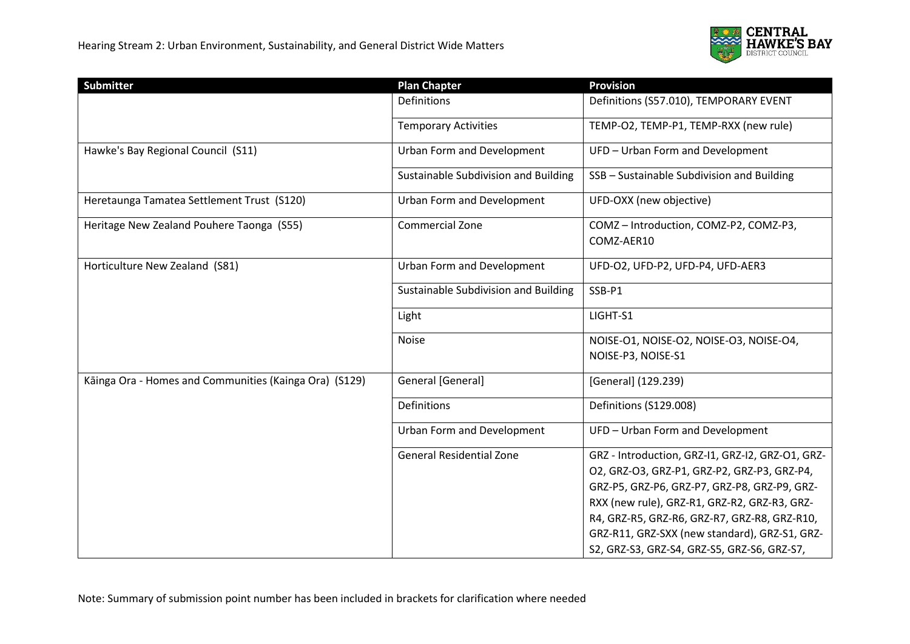| Submitter | Plan Chapter | Provision |
|---|---|---|
| | Definitions | Definitions (S57.010), TEMPORARY EVENT |
| | Temporary Activities | TEMP-O2, TEMP-P1, TEMP-RXX (new rule) |
| Hawke's Bay Regional Council (S11) | Urban Form and Development | UFD – Urban Form and Development |
| | Sustainable Subdivision and Building | SSB – Sustainable Subdivision and Building |
| Heretaunga Tamatea Settlement Trust (S120) | Urban Form and Development | UFD-OXX (new objective) |
| Heritage New Zealand Pouhere Taonga (S55) | Commercial Zone | COMZ – Introduction, COMZ-P2, COMZ-P3, COMZ-AER10 |
| Horticulture New Zealand (S81) | Urban Form and Development | UFD-O2, UFD-P2, UFD-P4, UFD-AER3 |
| | Sustainable Subdivision and Building | SSB-P1 |
| | Light | LIGHT-S1 |
| | Noise | NOISE-O1, NOISE-O2, NOISE-O3, NOISE-O4, NOISE-P3, NOISE-S1 |
| Kāinga Ora - Homes and Communities (Kainga Ora) (S129) | General [General] | [General] (129.239) |
| | Definitions | Definitions (S129.008) |
| | Urban Form and Development | UFD – Urban Form and Development |
| | General Residential Zone | GRZ - Introduction, GRZ-I1, GRZ-I2, GRZ-O1, GRZ-O2, GRZ-O3, GRZ-P1, GRZ-P2, GRZ-P3, GRZ-P4, GRZ-P5, GRZ-P6, GRZ-P7, GRZ-P8, GRZ-P9, GRZ-RXX (new rule), GRZ-R1, GRZ-R2, GRZ-R3, GRZ-R4, GRZ-R5, GRZ-R6, GRZ-R7, GRZ-R8, GRZ-R10, GRZ-R11, GRZ-SXX (new standard), GRZ-S1, GRZ-S2, GRZ-S3, GRZ-S4, GRZ-S5, GRZ-S6, GRZ-S7, |

Note: Summary of submission point number has been included in brackets for clarification where needed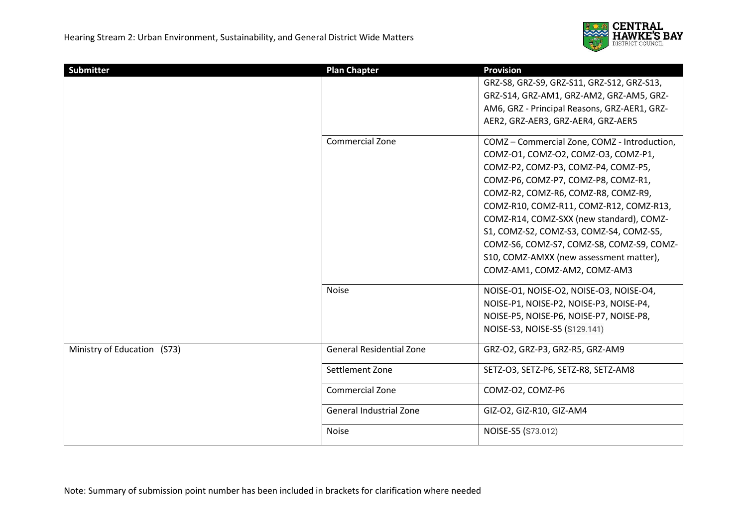| Submitter | Plan Chapter | Provision |
| --- | --- | --- |
| | | GRZ-S8, GRZ-S9, GRZ-S11, GRZ-S12, GRZ-S13, GRZ-S14, GRZ-AM1, GRZ-AM2, GRZ-AM5, GRZ-AM6, GRZ - Principal Reasons, GRZ-AER1, GRZ-AER2, GRZ-AER3, GRZ-AER4, GRZ-AER5 |
| | Commercial Zone | COMZ – Commercial Zone, COMZ - Introduction, COMZ-O1, COMZ-O2, COMZ-O3, COMZ-P1, COMZ-P2, COMZ-P3, COMZ-P4, COMZ-P5, COMZ-P6, COMZ-P7, COMZ-P8, COMZ-R1, COMZ-R2, COMZ-R6, COMZ-R8, COMZ-R9, COMZ-R10, COMZ-R11, COMZ-R12, COMZ-R13, COMZ-R14, COMZ-SXX (new standard), COMZ-S1, COMZ-S2, COMZ-S3, COMZ-S4, COMZ-S5, COMZ-S6, COMZ-S7, COMZ-S8, COMZ-S9, COMZ-S10, COMZ-AMXX (new assessment matter), COMZ-AM1, COMZ-AM2, COMZ-AM3 |
| | Noise | NOISE-O1, NOISE-O2, NOISE-O3, NOISE-O4, NOISE-P1, NOISE-P2, NOISE-P3, NOISE-P4, NOISE-P5, NOISE-P6, NOISE-P7, NOISE-P8, NOISE-S3, NOISE-S5 (S129.141) |
| Ministry of Education (S73) | General Residential Zone | GRZ-O2, GRZ-P3, GRZ-R5, GRZ-AM9 |
| | Settlement Zone | SETZ-O3, SETZ-P6, SETZ-R8, SETZ-AM8 |
| | Commercial Zone | COMZ-O2, COMZ-P6 |
| | General Industrial Zone | GIZ-O2, GIZ-R10, GIZ-AM4 |
| | Noise | NOISE-S5 (S73.012) |

Note: Summary of submission point number has been included in brackets for clarification where needed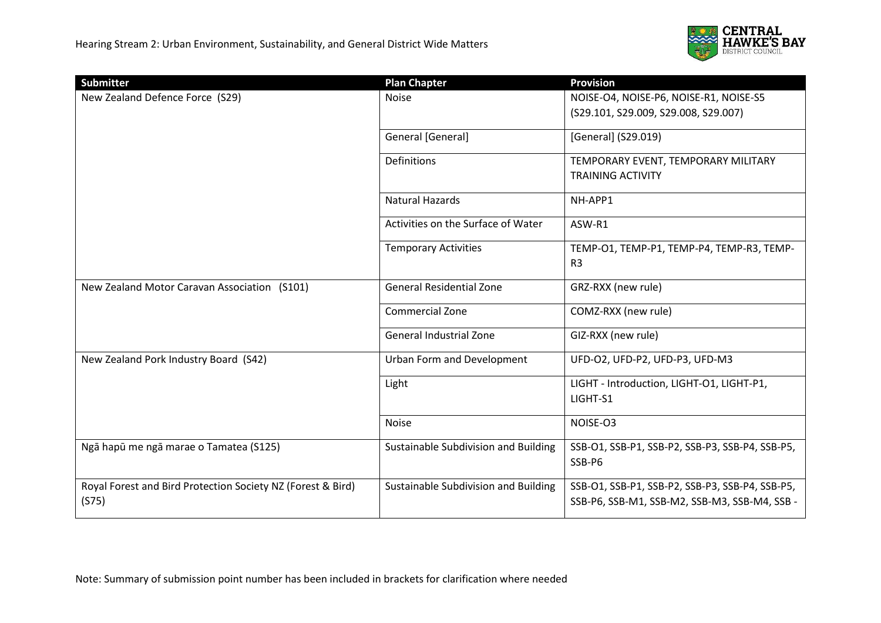| Submitter | Plan Chapter | Provision |
|---|---|---|
| New Zealand Defence Force (S29) | Noise | NOISE-O4, NOISE-P6, NOISE-R1, NOISE-S5 (S29.101, S29.009, S29.008, S29.007) |
| | General [General] | [General] (S29.019) |
| | Definitions | TEMPORARY EVENT, TEMPORARY MILITARY TRAINING ACTIVITY |
| | Natural Hazards | NH-APP1 |
| | Activities on the Surface of Water | ASW-R1 |
| | Temporary Activities | TEMP-O1, TEMP-P1, TEMP-P4, TEMP-R3, TEMP-R3 |
| New Zealand Motor Caravan Association (S101) | General Residential Zone | GRZ-RXX (new rule) |
| | Commercial Zone | COMZ-RXX (new rule) |
| | General Industrial Zone | GIZ-RXX (new rule) |
| New Zealand Pork Industry Board (S42) | Urban Form and Development | UFD-O2, UFD-P2, UFD-P3, UFD-M3 |
| | Light | LIGHT - Introduction, LIGHT-O1, LIGHT-P1, LIGHT-S1 |
| | Noise | NOISE-O3 |
| Ngā hapū me ngā marae o Tamatea (S125) | Sustainable Subdivision and Building | SSB-O1, SSB-P1, SSB-P2, SSB-P3, SSB-P4, SSB-P5, SSB-P6 |
| Royal Forest and Bird Protection Society NZ (Forest & Bird) (S75) | Sustainable Subdivision and Building | SSB-O1, SSB-P1, SSB-P2, SSB-P3, SSB-P4, SSB-P5, SSB-P6, SSB-M1, SSB-M2, SSB-M3, SSB-M4, SSB - |

Note: Summary of submission point number has been included in brackets for clarification where needed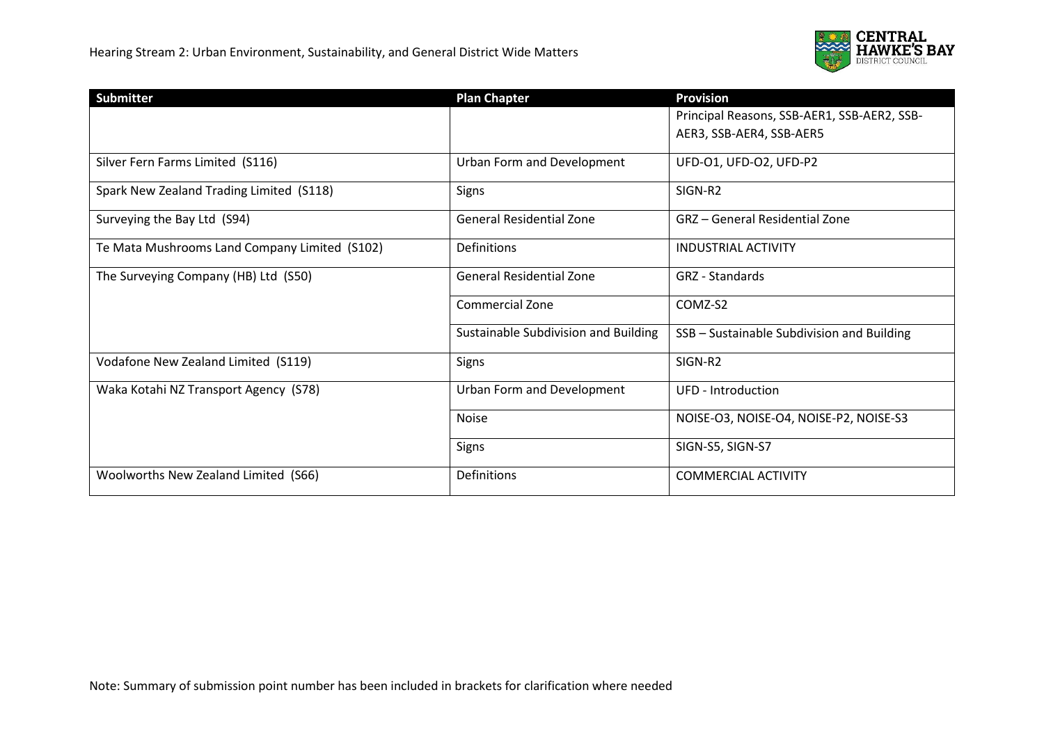| Submitter | Plan Chapter | Provision |
| --- | --- | --- |
| | | Principal Reasons, SSB-AER1, SSB-AER2, SSB-AER3, SSB-AER4, SSB-AER5 |
| Silver Fern Farms Limited (S116) | Urban Form and Development | UFD-O1, UFD-O2, UFD-P2 |
| Spark New Zealand Trading Limited (S118) | Signs | SIGN-R2 |
| Surveying the Bay Ltd (S94) | General Residential Zone | GRZ – General Residential Zone |
| Te Mata Mushrooms Land Company Limited (S102) | Definitions | INDUSTRIAL ACTIVITY |
| The Surveying Company (HB) Ltd (S50) | General Residential Zone | GRZ - Standards |
| | Commercial Zone | COMZ-S2 |
| | Sustainable Subdivision and Building | SSB – Sustainable Subdivision and Building |
| Vodafone New Zealand Limited (S119) | Signs | SIGN-R2 |
| Waka Kotahi NZ Transport Agency (S78) | Urban Form and Development | UFD - Introduction |
| | Noise | NOISE-O3, NOISE-O4, NOISE-P2, NOISE-S3 |
| | Signs | SIGN-S5, SIGN-S7 |
| Woolworths New Zealand Limited (S66) | Definitions | COMMERCIAL ACTIVITY |

Note: Summary of submission point number has been included in brackets for clarification where needed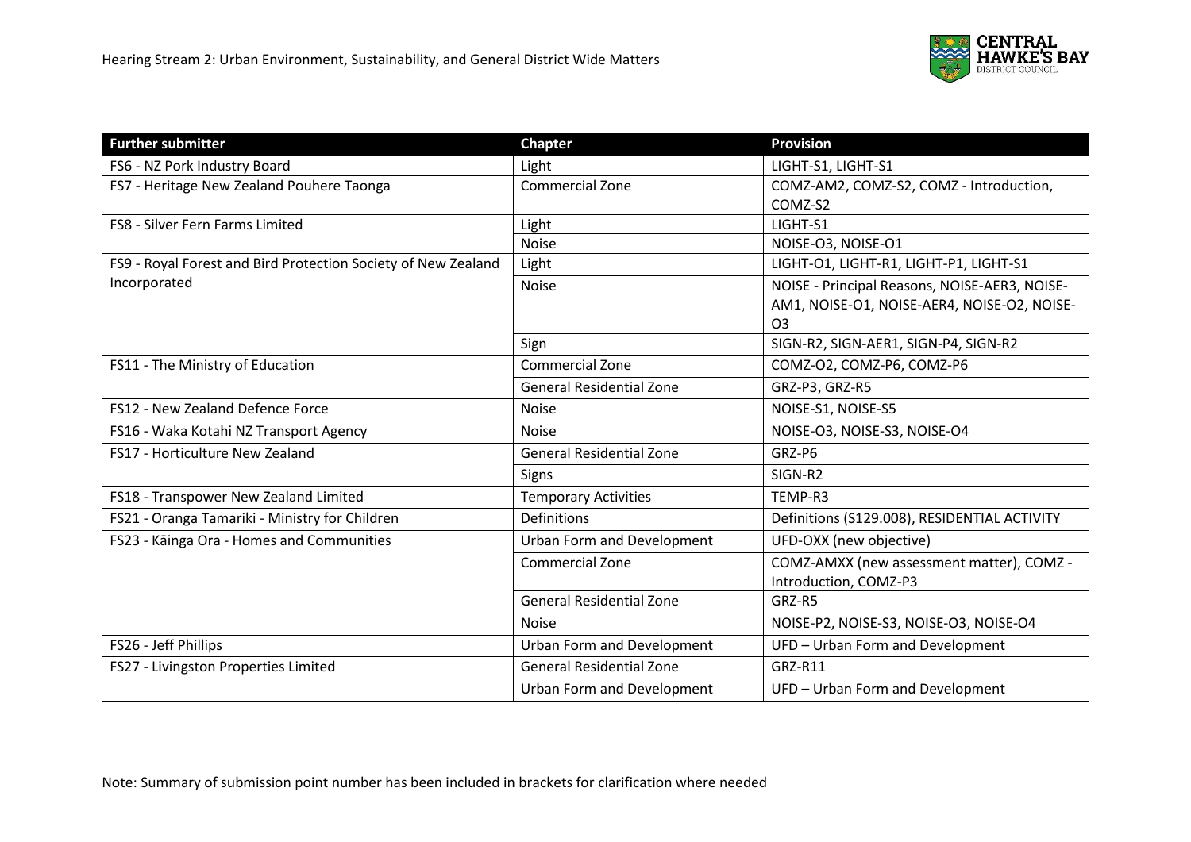| Further submitter | Chapter | Provision |
|---|---|---|
| FS6 - NZ Pork Industry Board | Light | LIGHT-S1, LIGHT-S1 |
| FS7 - Heritage New Zealand Pouhere Taonga | Commercial Zone | COMZ-AM2, COMZ-S2, COMZ - Introduction, COMZ-S2 |
| FS8 - Silver Fern Farms Limited | Light | LIGHT-S1 |
| | Noise | NOISE-O3, NOISE-O1 |
| FS9 - Royal Forest and Bird Protection Society of New Zealand Incorporated | Light | LIGHT-O1, LIGHT-R1, LIGHT-P1, LIGHT-S1 |
| | Noise | NOISE - Principal Reasons, NOISE-AER3, NOISE-AM1, NOISE-O1, NOISE-AER4, NOISE-O2, NOISE-O3 |
| | Sign | SIGN-R2, SIGN-AER1, SIGN-P4, SIGN-R2 |
| FS11 - The Ministry of Education | Commercial Zone | COMZ-O2, COMZ-P6, COMZ-P6 |
| | General Residential Zone | GRZ-P3, GRZ-R5 |
| FS12 - New Zealand Defence Force | Noise | NOISE-S1, NOISE-S5 |
| FS16 - Waka Kotahi NZ Transport Agency | Noise | NOISE-O3, NOISE-S3, NOISE-O4 |
| FS17 - Horticulture New Zealand | General Residential Zone | GRZ-P6 |
| | Signs | SIGN-R2 |
| FS18 - Transpower New Zealand Limited | Temporary Activities | TEMP-R3 |
| FS21 - Oranga Tamariki - Ministry for Children | Definitions | Definitions (S129.008), RESIDENTIAL ACTIVITY |
| FS23 - Kāinga Ora - Homes and Communities | Urban Form and Development | UFD-OXX (new objective) |
| | Commercial Zone | COMZ-AMXX (new assessment matter), COMZ - Introduction, COMZ-P3 |
| | General Residential Zone | GRZ-R5 |
| | Noise | NOISE-P2, NOISE-S3, NOISE-O3, NOISE-O4 |
| FS26 - Jeff Phillips | Urban Form and Development | UFD – Urban Form and Development |
| FS27 - Livingston Properties Limited | General Residential Zone | GRZ-R11 |
| | Urban Form and Development | UFD – Urban Form and Development |

Note: Summary of submission point number has been included in brackets for clarification where needed